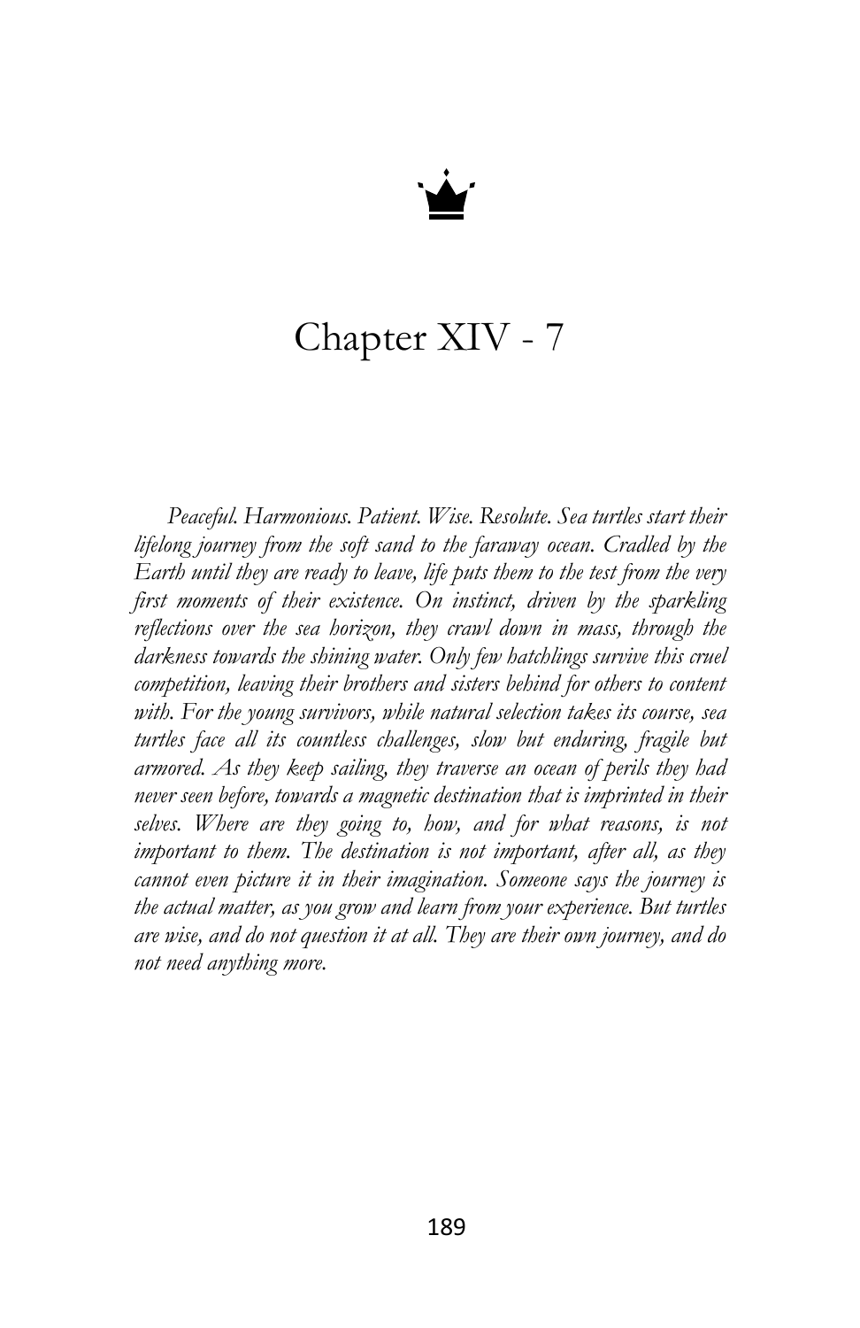# Chapter XIV - 7

*Peaceful. Harmonious. Patient. Wise. Resolute. Sea turtles start their lifelong journey from the soft sand to the faraway ocean. Cradled by the Earth until they are ready to leave, life puts them to the test from the very first moments of their existence. On instinct, driven by the sparkling reflections over the sea horizon, they crawl down in mass, through the darkness towards the shining water. Only few hatchlings survive this cruel competition, leaving their brothers and sisters behind for others to content with. For the young survivors, while natural selection takes its course, sea turtles face all its countless challenges, slow but enduring, fragile but armored. As they keep sailing, they traverse an ocean of perils they had never seen before, towards a magnetic destination that is imprinted in their selves. Where are they going to, how, and for what reasons, is not important to them. The destination is not important, after all, as they cannot even picture it in their imagination. Someone says the journey is the actual matter, as you grow and learn from your experience. But turtles are wise, and do not question it at all. They are their own journey, and do not need anything more.*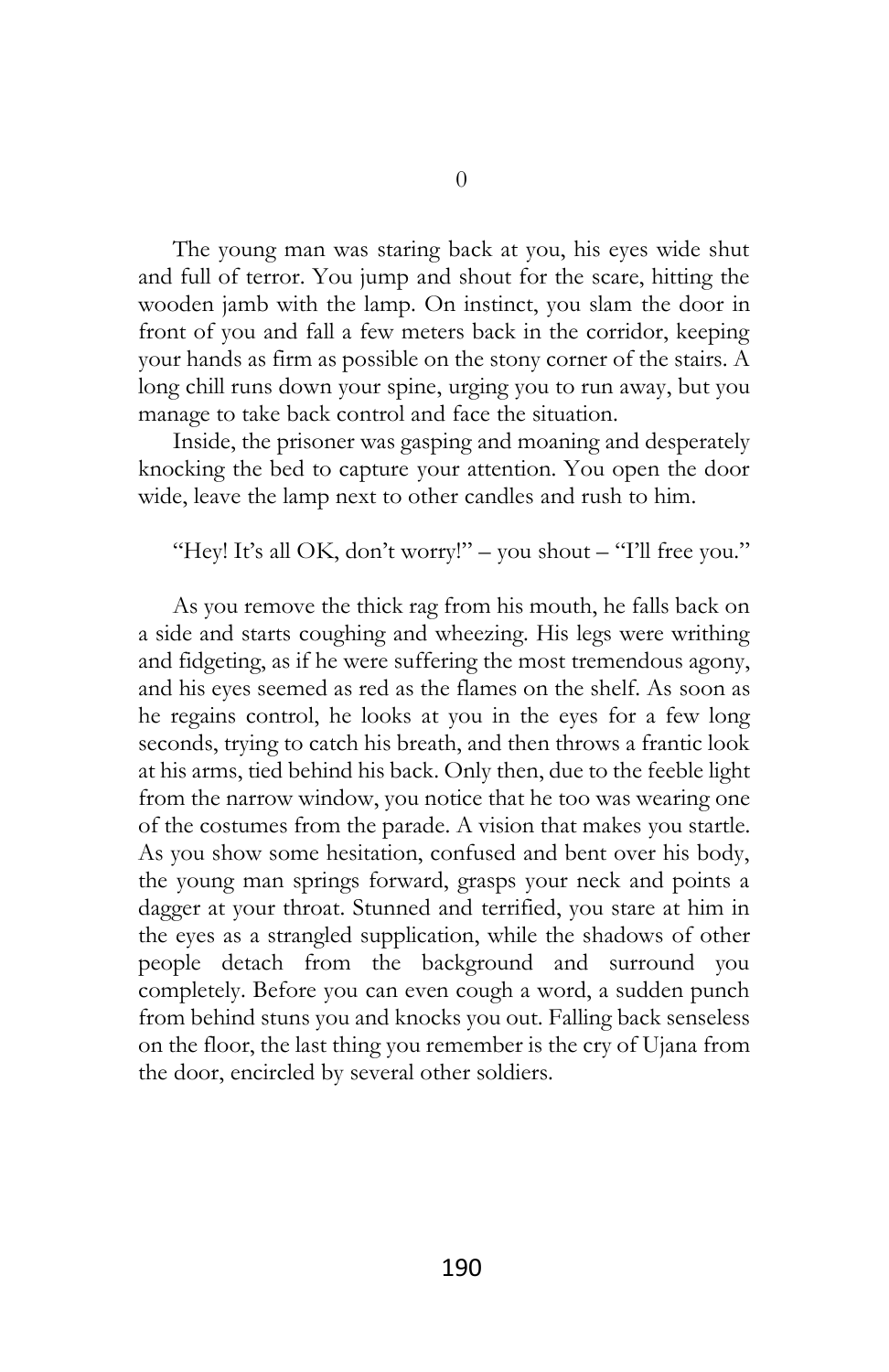# 0

The young man was staring back at you, his eyes wide shut and full of terror. You jump and shout for the scare, hitting the wooden jamb with the lamp. On instinct, you slam the door in front of you and fall a few meters back in the corridor, keeping your hands as firm as possible on the stony corner of the stairs. A long chill runs down your spine, urging you to run away, but you manage to take back control and face the situation.

Inside, the prisoner was gasping and moaning and desperately knocking the bed to capture your attention. You open the door wide, leave the lamp next to other candles and rush to him.

"Hey! It's all OK, don't worry!" – you shout – "I'll free you."

As you remove the thick rag from his mouth, he falls back on a side and starts coughing and wheezing. His legs were writhing and fidgeting, as if he were suffering the most tremendous agony, and his eyes seemed as red as the flames on the shelf. As soon as he regains control, he looks at you in the eyes for a few long seconds, trying to catch his breath, and then throws a frantic look at his arms, tied behind his back. Only then, due to the feeble light from the narrow window, you notice that he too was wearing one of the costumes from the parade. A vision that makes you startle. As you show some hesitation, confused and bent over his body, the young man springs forward, grasps your neck and points a dagger at your throat. Stunned and terrified, you stare at him in the eyes as a strangled supplication, while the shadows of other people detach from the background and surround you completely. Before you can even cough a word, a sudden punch from behind stuns you and knocks you out. Falling back senseless on the floor, the last thing you remember is the cry of Ujana from the door, encircled by several other soldiers.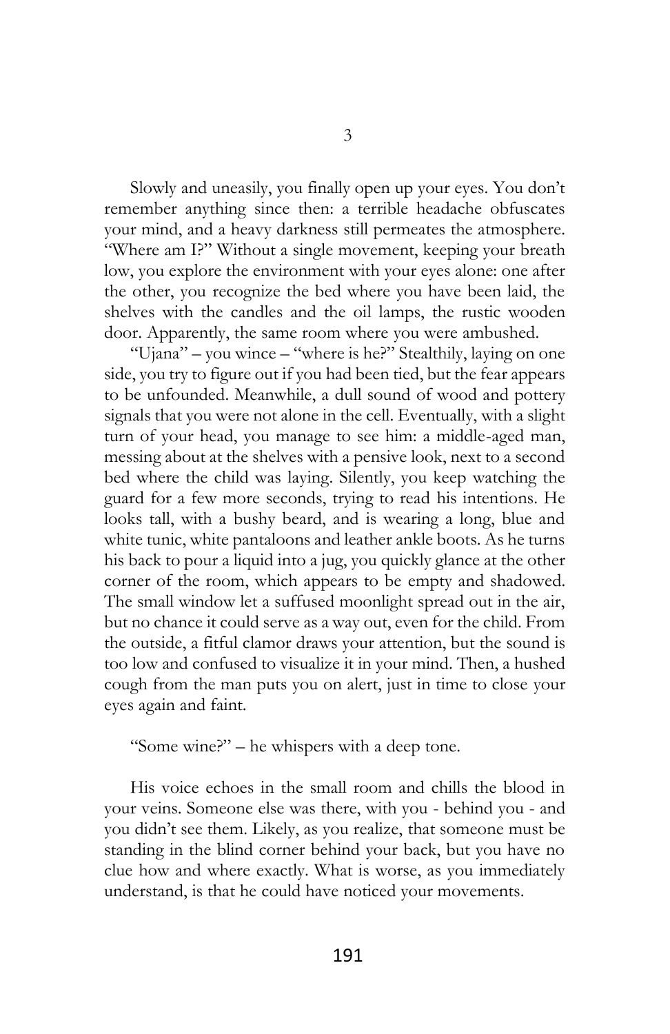# 3

Slowly and uneasily, you finally open up your eyes. You don't remember anything since then: a terrible headache obfuscates your mind, and a heavy darkness still permeates the atmosphere. "Where am I?" Without a single movement, keeping your breath low, you explore the environment with your eyes alone: one after the other, you recognize the bed where you have been laid, the shelves with the candles and the oil lamps, the rustic wooden door. Apparently, the same room where you were ambushed.

"Ujana" – you wince – "where is he?" Stealthily, laying on one side, you try to figure out if you had been tied, but the fear appears to be unfounded. Meanwhile, a dull sound of wood and pottery signals that you were not alone in the cell. Eventually, with a slight turn of your head, you manage to see him: a middle-aged man, messing about at the shelves with a pensive look, next to a second bed where the child was laying. Silently, you keep watching the guard for a few more seconds, trying to read his intentions. He looks tall, with a bushy beard, and is wearing a long, blue and white tunic, white pantaloons and leather ankle boots. As he turns his back to pour a liquid into a jug, you quickly glance at the other corner of the room, which appears to be empty and shadowed. The small window let a suffused moonlight spread out in the air, but no chance it could serve as a way out, even for the child. From the outside, a fitful clamor draws your attention, but the sound is too low and confused to visualize it in your mind. Then, a hushed cough from the man puts you on alert, just in time to close your eyes again and faint.

"Some wine?" – he whispers with a deep tone.

His voice echoes in the small room and chills the blood in your veins. Someone else was there, with you - behind you - and you didn't see them. Likely, as you realize, that someone must be standing in the blind corner behind your back, but you have no clue how and where exactly. What is worse, as you immediately understand, is that he could have noticed your movements.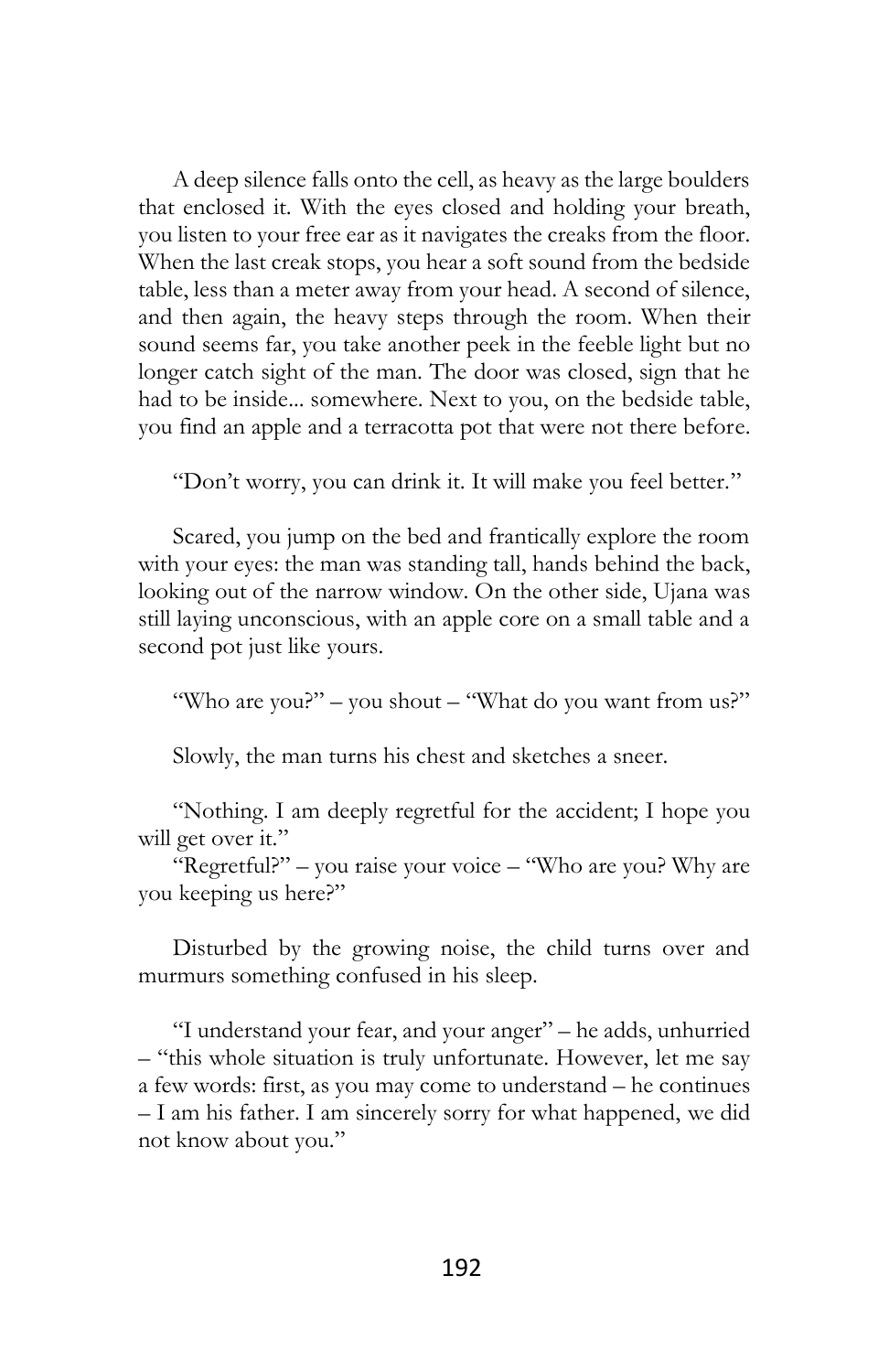A deep silence falls onto the cell, as heavy as the large boulders that enclosed it. With the eyes closed and holding your breath, you listen to your free ear as it navigates the creaks from the floor. When the last creak stops, you hear a soft sound from the bedside table, less than a meter away from your head. A second of silence, and then again, the heavy steps through the room. When their sound seems far, you take another peek in the feeble light but no longer catch sight of the man. The door was closed, sign that he had to be inside... somewhere. Next to you, on the bedside table, you find an apple and a terracotta pot that were not there before.

"Don't worry, you can drink it. It will make you feel better."

Scared, you jump on the bed and frantically explore the room with your eyes: the man was standing tall, hands behind the back, looking out of the narrow window. On the other side, Ujana was still laying unconscious, with an apple core on a small table and a second pot just like yours.

"Who are you?" – you shout – "What do you want from us?"

Slowly, the man turns his chest and sketches a sneer.

"Nothing. I am deeply regretful for the accident; I hope you will get over it."

"Regretful?" – you raise your voice – "Who are you? Why are you keeping us here?"

Disturbed by the growing noise, the child turns over and murmurs something confused in his sleep.

"I understand your fear, and your anger" – he adds, unhurried – "this whole situation is truly unfortunate. However, let me say a few words: first, as you may come to understand – he continues – I am his father. I am sincerely sorry for what happened, we did not know about you."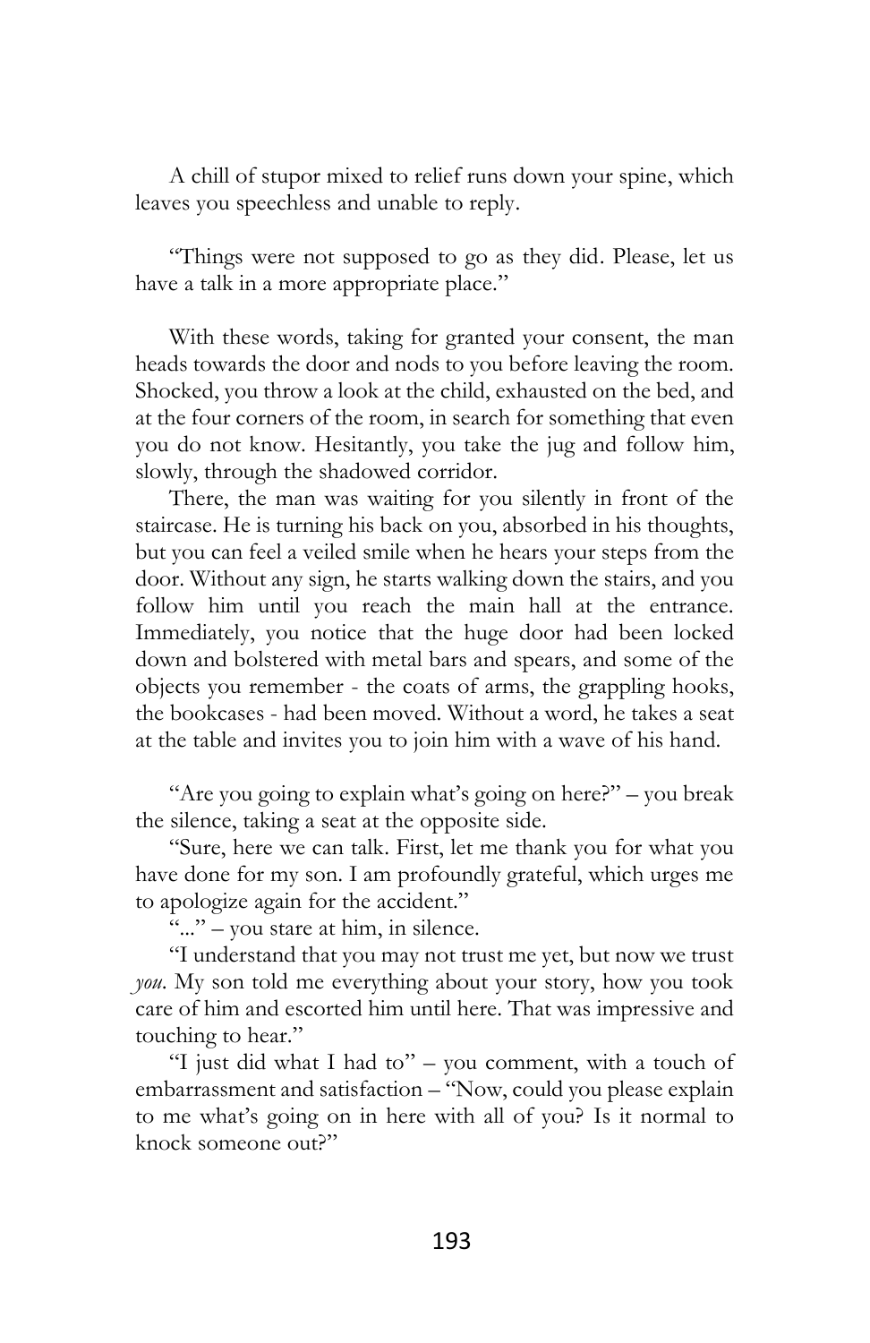A chill of stupor mixed to relief runs down your spine, which leaves you speechless and unable to reply.

"Things were not supposed to go as they did. Please, let us have a talk in a more appropriate place."

With these words, taking for granted your consent, the man heads towards the door and nods to you before leaving the room. Shocked, you throw a look at the child, exhausted on the bed, and at the four corners of the room, in search for something that even you do not know. Hesitantly, you take the jug and follow him, slowly, through the shadowed corridor.

There, the man was waiting for you silently in front of the staircase. He is turning his back on you, absorbed in his thoughts, but you can feel a veiled smile when he hears your steps from the door. Without any sign, he starts walking down the stairs, and you follow him until you reach the main hall at the entrance. Immediately, you notice that the huge door had been locked down and bolstered with metal bars and spears, and some of the objects you remember - the coats of arms, the grappling hooks, the bookcases - had been moved. Without a word, he takes a seat at the table and invites you to join him with a wave of his hand.

"Are you going to explain what's going on here?" – you break the silence, taking a seat at the opposite side.

"Sure, here we can talk. First, let me thank you for what you have done for my son. I am profoundly grateful, which urges me to apologize again for the accident."

"..." – you stare at him, in silence.

"I understand that you may not trust me yet, but now we trust *you*. My son told me everything about your story, how you took care of him and escorted him until here. That was impressive and touching to hear."

"I just did what I had to" – you comment, with a touch of embarrassment and satisfaction – "Now, could you please explain to me what's going on in here with all of you? Is it normal to knock someone out?"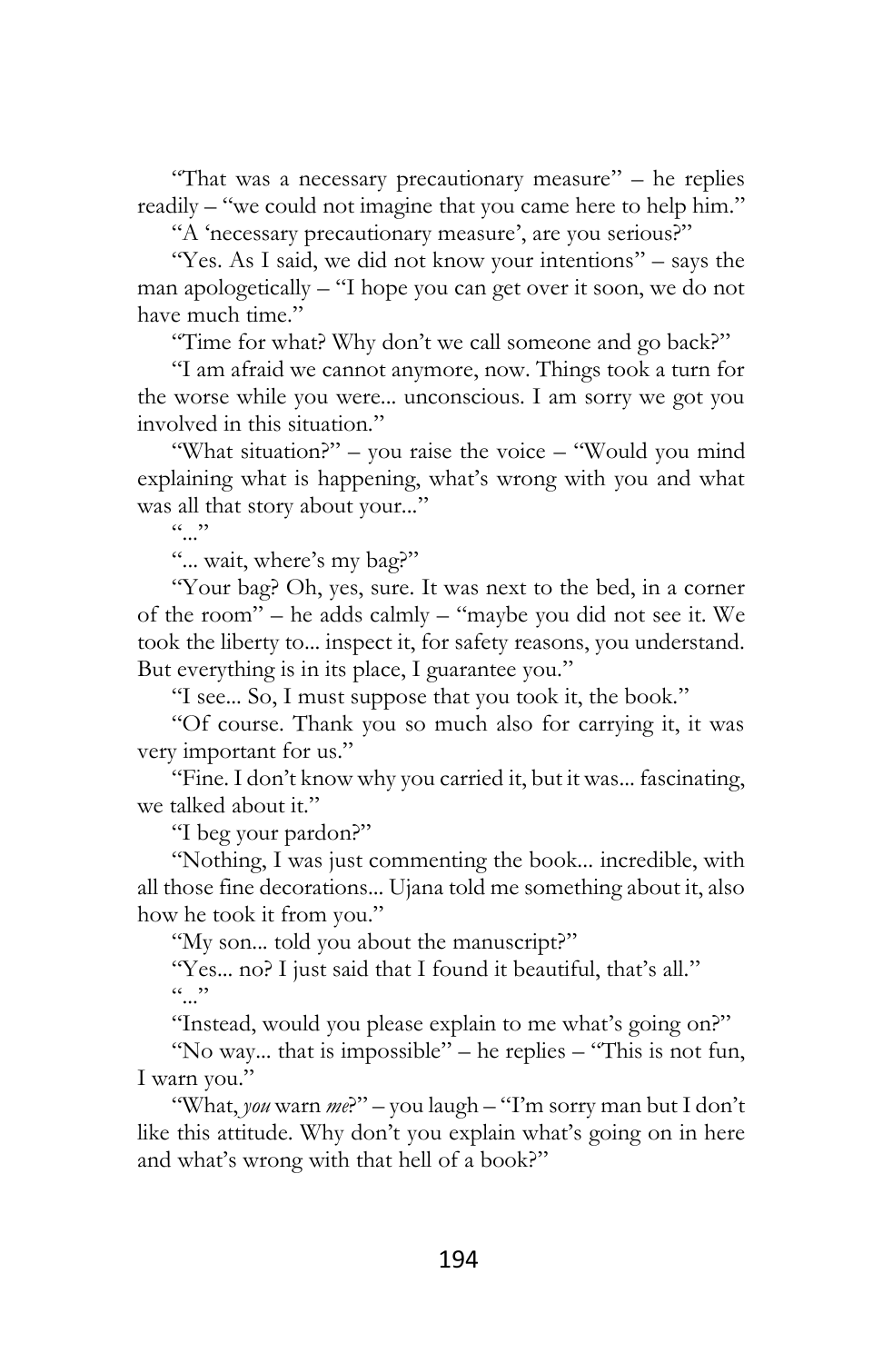"That was a necessary precautionary measure" – he replies readily – "we could not imagine that you came here to help him."

"A 'necessary precautionary measure', are you serious?"

"Yes. As I said, we did not know your intentions" – says the man apologetically – "I hope you can get over it soon, we do not have much time."

"Time for what? Why don't we call someone and go back?"

"I am afraid we cannot anymore, now. Things took a turn for the worse while you were... unconscious. I am sorry we got you involved in this situation."

"What situation?" – you raise the voice – "Would you mind explaining what is happening, what's wrong with you and what was all that story about your..."

"..."

"... wait, where's my bag?"

"Your bag? Oh, yes, sure. It was next to the bed, in a corner of the room" – he adds calmly – "maybe you did not see it. We took the liberty to... inspect it, for safety reasons, you understand. But everything is in its place, I guarantee you."

"I see... So, I must suppose that you took it, the book."

"Of course. Thank you so much also for carrying it, it was very important for us."

"Fine. I don't know why you carried it, but it was... fascinating, we talked about it."

"I beg your pardon?"

"Nothing, I was just commenting the book... incredible, with all those fine decorations... Ujana told me something about it, also how he took it from you."

"My son... told you about the manuscript?"

"Yes... no? I just said that I found it beautiful, that's all."

"..."

"Instead, would you please explain to me what's going on?"

"No way... that is impossible" – he replies – "This is not fun, I warn you."

"What, *you* warn *me*?" – you laugh – "I'm sorry man but I don't like this attitude. Why don't you explain what's going on in here and what's wrong with that hell of a book?"